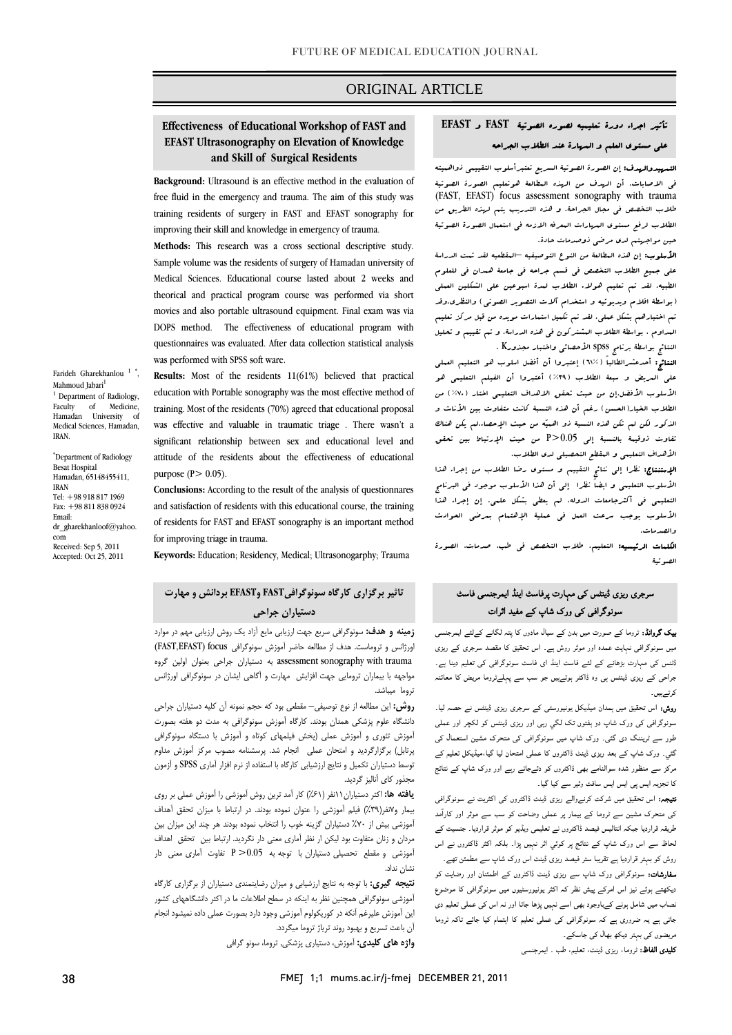ORIGINAL ARTICLE

# Effectiveness of Educational Workshop of FAST and EFAST Ultrasonography on Elevation of Knowledge and Skill of Surgical Residents

**Background:** Ultrasound is an effective method in the evaluation of free fluid in the emergency and trauma. The aim of this study was training residents of surgery in FAST and EFAST sonography for improving their skill and knowledge in emergency of trauma.

**Methods:** This research was a cross sectional descriptive study. Sample volume was the residents of surgery of Hamadan university of Medical Sciences. Educational course lasted about 2 weeks and theorical and practical program course was performed via short movies and also portable ultrasound equipment. Final exam was via DOPS method. The effectiveness of educational program with questionnaires was evaluated. After data collection statistical analysis was performed with SPSS soft ware.

**Results:** Most of the residents 11(61%) believed that practical education with Portable sonography was the most effective method of training. Most of the residents (70%) agreed that educational proposal was effective and valuable in traumatic triage . There wasn't a significant relationship between sex and educational level and attitude of the residents about the effectiveness of educational purpose ($P > 0.05$).

**Conclusions:** According to the result of the analysis of questionnaires and satisfaction of residents with this educational course, the training of residents for FAST and EFAST sonography is an important method for improving triage in trauma.

**Keywords:** Education; Residency, Medical; Ultrasonogarphy; Trauma

Farideh Gharekhanlou [1] *, Mahmoud Jabari[1]

[1] Department of Radiology, Faculty of Medicine, Hamadan University of Medical Sciences, Hamadan, IRAN.

*Department of Radiology Besat Hospital Hamadan, 65148455411, IRAN
Tel: +98 918 817 1969
Fax: +98 811 838 0924
Email: dr_gharekhanloof@yahoo.com
Received: Sep 5, 2011
Accepted: Oct 25, 2011

## تأثیر اجراء دورة تعلیمیه لصوره الصوتیة FAST و EFAST علی مستوی العلم و المهارة عند الطلاب الجراحه

**التمهید والهدف:** إن الصورة الصوتیة السریع تعتبرأسلوب التقییمی ذواهمیته فی الاصابات. أن الهدف من هذه المطالعة هوتعلیم الصورة الصوتیة (FAST, EFAST) focus assessment sonography with trauma طلاب التخصص فی مجال الجراحة. و هذه التدریب یتم لهذه الطریق من الطلاب لرفع مستوی المهارات المعرفه الازمه فی استعمال الصورة الصوتیة حین مواجهتم لدی مرضی ذوصدمات حادة.

**الأسلوب:** إن هذه المطالعة من النوع التوصیفیه –المقطعیه لقد تمت الدراسة علی جمیع الطلاب التخصص فی قسم جراحه فی جامعة همدان فی للعلوم الطبیه. لقد تم تعلیم هولاء الطلاب لمدة اسبوعین علی الشکلین العملی (بواسطة افلام ویدیوئیه و استخدام آلات التصویر الصوتی) والنظری.وقد تم اختبارهم بشکل عملی. لقد تم تکمیل استمارات مویده من قبل مرکز تعلیم المداوم . بواسطة الطلاب المشترکون فی هذه الدراسة. و تم تقییم و تحلیل النتائج بواسطة برنامج spss الأحصائی واختبار مجذورK .

**النتائج:** أحدعشرالطالباً (٦١٪) إعتبروا أن أفضل اسلوب هو التعلیم العملی علی المریض و سبعة الطلاب (٣٩٪) أعتبروا أن الفیلم التعلیمی هو الأسلوب الأفضل.إن من حیث تحقق الاهداف التعلیمی اختار (٧٠٪) من الطلاب الخیار(الحسن) رغم أن هذه النسبة کانت متفاوت بین الأناث و الذکور لکن لم تکن هذه النسبة ذو اهمیّه من حیث الإحصاء.لم یکن هناک تفاوت ذوقیمة بالنسبة إلی P> 0.05 من حیث الإرتباط بین تحقق الأهداف التعلیمی و المقطع التحصیلی لدی الطلاب.

**الإستنتاج:** نظرا إلی نتائج التقییم و مستوی رضا الطلاب من إجراء هذا الأسلوب التعلیمی و ایضاً نظراً إلی أن هذا الأسلوب موجود فی البرنامج التعلیمی فی أکثرجامعات الدولة، لم یعطی بشکل علمی. إن إجراء هذا الأسلوب یوجب سرعت العمل فی عملیة الإهتمام بمرضی الحوادث والصدمات.

**الکلمات الرئیسیه:** التعلیم، طلاب التخصص فی طب، صدمات، الصورة الصوتیة

## تاثیر برگزاری کارگاه سونوگرافیFAST وEFAST بردانش و مهارت دستیاران جراحی

**زمینه و هدف:** سونوگرافی سریع جهت ارزیابی مایع آزاد یک روش ارزیابی مهم در موارد اورژانس و تروماست. هدف از مطالعه حاضر آموزش سونوگرافی focus (FAST,EFAST) assessment sonography with trauma به دستیاران جراحی بعنوان اولین گروه مواجهه با بیماران ترومایی جهت افزایش مهارت و آگاهی ایشان در سونوگرافی اورژانس تروما میباشد.

**روش:** این مطالعه از نوع توصیفی– مقطعی بود که حجم نمونه آن کلیه دستیاران جراحی دانشگاه علوم پزشکی همدان بودند. کارگاه آموزش سونوگرافی به مدت دو هفته بصورت آموزش تئوری و آموزش عملی (پخش فیلمهای کوتاه و آموزش با دستگاه سونوگرافی پرتابل) برگزارگردید و امتحان عملی انجام شد. پرسشنامه مصوب مرکز آموزش مداوم توسط دستیاران تکمیل و نتایج ارزشیابی کارگاه با استفاده از نرم افزار آماری SPSS و آزمون مجذور کای آنالیز گردید.

**یافته ها:** اکثر دستیاران۱۱نفر (۶۱٪) کار آمد ترین روش آموزشی را آموزش عملی بر روی بیمار و۷نفر(۳۹٪) فیلم آموزشی را عنوان نموده بودند. در ارتباط با میزان تحقق أهداف آموزشی بیش از ۷۰٪ دستیاران گزینه خوب را انتخاب نموده بودند هر چند این میزان بین مردان و زنان متفاوت بود لیکن از نظر آماری معنی دار نگردید. ارتباط بین تحقق اهداف آموزشی و مقطع تحصیلی دستیاران با توجه به P >0.05 تفاوت آماری معنی دار نشان نداد.

**نتیجه گیری:** با توجه به نتایج ارزشیابی و میزان رضایتمندی دستیاران از برگزاری کارگاه آموزشی سونوگرافی همچنین نظر به اینکه در سطح اطلاعات ما در اکثر دانشگاههای کشور این آموزش علیرغم آنکه در کوریکولوم آموزشی وجود دارد بصورت عملی داده نمیشود انجام آن باعث تسریع و بهبود روند تریاژ تروما میگردد.

**واژه های کلیدی:** آموزش، دستیاری پزشکی، تروما، سونو گرافی

## سرجری ریزی ڈینٹس کی مہارت پرفاسٹ اینڈ ای ایمرجنسی فاسٹ سونوگرافی کی ورک شاپ کے مفید اثرات

**بیک گراونڈ:** ٹروما کی صورت میں بدن کے سیال مادوں کا پتہ لگانے کےلئے ایمرجنسی میں سونوگرافی نہایت عمدہ اور موثر روش ہے۔ اس تحقیق کا مقصد سرجری کے ریزی ڈنٹس کی مہارت بڑھانے کے لئے فاسٹ اینڈ ای فاسٹ سونوگرافی کی تعلیم دینا ہے۔ جراحی کے ریزی ڈینٹس ہی وہ ڈاکٹر ہوتےہیں جو سب سے پہلےٹروما مریض کا معائنہ کرتےہیں۔

**روش:** اس تحقیق میں ہمدان میڈیکل یونیورسٹی کے سرجری ریزی ڈینٹس نے حصہ لیا۔ سونوگرافی کی ورک شاپ دو ہفتوں تک لگی رہی اور ریزی ڈینٹس کو لکچر اور عملی طور سے ٹریننگ دی گئی۔ ورک شاپ میں سونوگرافی کی متحرک مشین استعمال کی گئی۔ ورک شاپ کے بعد ریزی ڈینٹ ڈاکٹروں کا عملی امتحان لیا گیا۔میڈیکل تعلیم کے مرکز سے منظور شدہ سوالنامے بھی ڈاکٹروں کو دئےجاتے رہے اور ورک شاپ کے نتائج کا تجزیہ ایس پی ایس ایس سافٹ ویئر سے کیا گیا۔

**نتیجہ:** اس تحقیق میں شرکت کرنےوالے ریزی ڈینٹ ڈاکٹروں کی اکثریت نے سونوگرافی کی متحرک مشین سے ٹروما کے بیمار پر عملی وضاحت کو سب سے موثر اور کارآمد طریقہ قراردیا جبکہ انتالیس فیصد ڈاکٹروں نے تعلیمی ویڈیو کو موثر قراردیا۔ جنسیت کے لحاظ سے اس ورک شاپ کے نتائج پر کوئي اثر نہیں پڑا۔ بلکہ اکثر ڈاکٹروں نے اس روش کو بہتر قراردیا ہے تقریبا ستر فیصد ریزی ڈینٹ اس ورک شاپ سے مطمئن تھے۔

**سفارشات:** سونوگرافی ورک شاپ سے ریزی ڈینٹ ڈاکٹروں کے اطمئنان اور رضایت کو دیکھتے ہوئے نیز اس امرکے پیش نظر کہ اکثر یونیورسٹیوں میں سونوگرافی کا موضوع نصاب میں شامل ہونے کےباوجود بھی اسے نہیں پڑھا جاتا اور نہ اس کی عملی تعلیم دی جاتی ہے یہ ضروری ہے کہ سونوگرافی کی عملی تعلیم کا اہتمام کیا جائے تاکہ ٹروما مریضوں کی بہتر دیکھ بھال کی جاسکے۔

**کلیدی الفاظ:** ٹروما، ریزی ڈینٹ، تعلیم، طب ، ایمرجنسی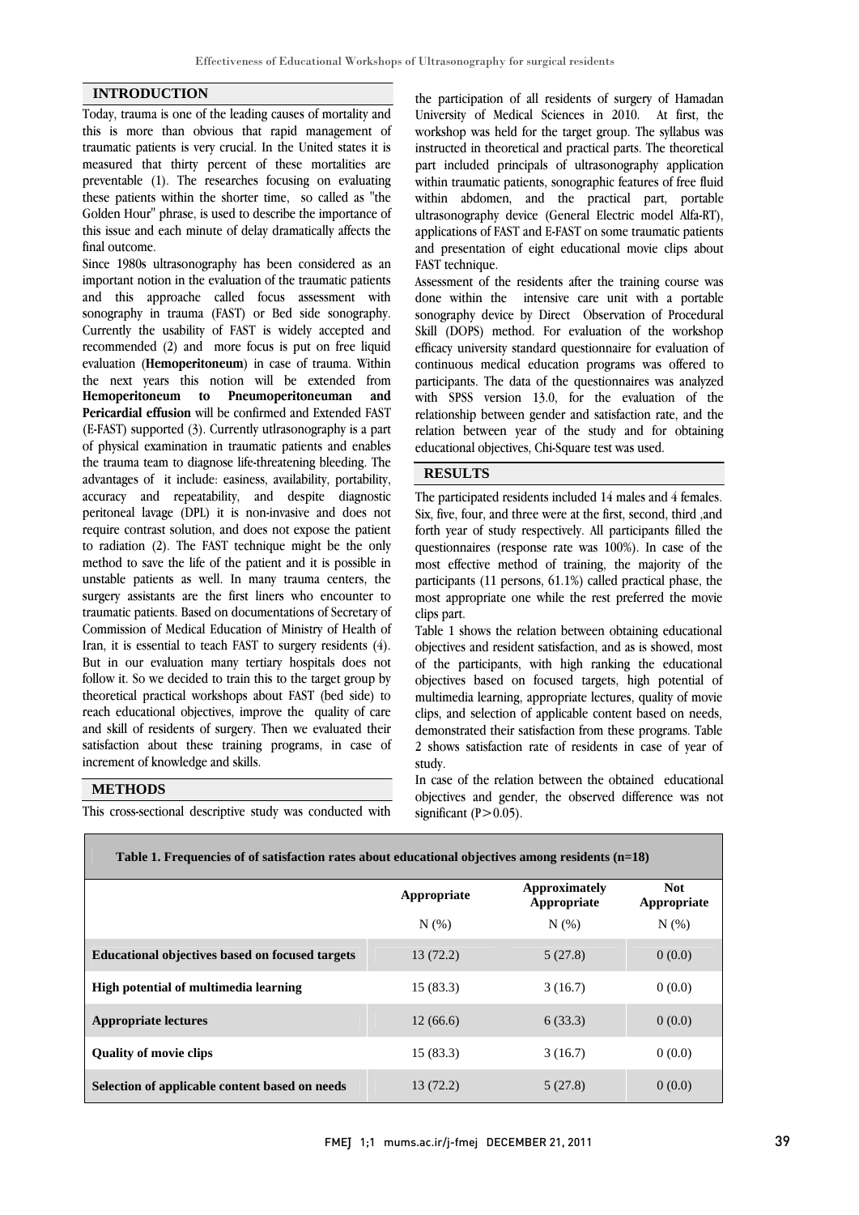## INTRODUCTION

Today, trauma is one of the leading causes of mortality and this is more than obvious that rapid management of traumatic patients is very crucial. In the United states it is measured that thirty percent of these mortalities are preventable (1). The researches focusing on evaluating these patients within the shorter time, so called as "the Golden Hour" phrase, is used to describe the importance of this issue and each minute of delay dramatically affects the final outcome.

Since 1980s ultrasonography has been considered as an important notion in the evaluation of the traumatic patients and this approache called focus assessment with sonography in trauma (FAST) or Bed side sonography. Currently the usability of FAST is widely accepted and recommended (2) and more focus is put on free liquid evaluation (**Hemoperitoneum**) in case of trauma. Within the next years this notion will be extended from **Hemoperitoneum to Pneumoperitoneuman and Pericardial effusion** will be confirmed and Extended FAST (E-FAST) supported (3). Currently utlrasonography is a part of physical examination in traumatic patients and enables the trauma team to diagnose life-threatening bleeding. The advantages of it include: easiness, availability, portability, accuracy and repeatability, and despite diagnostic peritoneal lavage (DPL) it is non-invasive and does not require contrast solution, and does not expose the patient to radiation (2). The FAST technique might be the only method to save the life of the patient and it is possible in unstable patients as well. In many trauma centers, the surgery assistants are the first liners who encounter to traumatic patients. Based on documentations of Secretary of Commission of Medical Education of Ministry of Health of Iran, it is essential to teach FAST to surgery residents (4). But in our evaluation many tertiary hospitals does not follow it. So we decided to train this to the target group by theoretical practical workshops about FAST (bed side) to reach educational objectives, improve the quality of care and skill of residents of surgery. Then we evaluated their satisfaction about these training programs, in case of increment of knowledge and skills.

## METHODS

This cross-sectional descriptive study was conducted with the participation of all residents of surgery of Hamadan University of Medical Sciences in 2010. At first, the workshop was held for the target group. The syllabus was instructed in theoretical and practical parts. The theoretical part included principals of ultrasonography application within traumatic patients, sonographic features of free fluid within abdomen, and the practical part, portable ultrasonography device (General Electric model Alfa-RT), applications of FAST and E-FAST on some traumatic patients and presentation of eight educational movie clips about FAST technique.

Assessment of the residents after the training course was done within the intensive care unit with a portable sonography device by Direct Observation of Procedural Skill (DOPS) method. For evaluation of the workshop efficacy university standard questionnaire for evaluation of continuous medical education programs was offered to participants. The data of the questionnaires was analyzed with SPSS version 13.0, for the evaluation of the relationship between gender and satisfaction rate, and the relation between year of the study and for obtaining educational objectives, Chi-Square test was used.

## RESULTS

The participated residents included 14 males and 4 females. Six, five, four, and three were at the first, second, third ,and forth year of study respectively. All participants filled the questionnaires (response rate was 100%). In case of the most effective method of training, the majority of the participants (11 persons, 61.1%) called practical phase, the most appropriate one while the rest preferred the movie clips part.

Table 1 shows the relation between obtaining educational objectives and resident satisfaction, and as is showed, most of the participants, with high ranking the educational objectives based on focused targets, high potential of multimedia learning, appropriate lectures, quality of movie clips, and selection of applicable content based on needs, demonstrated their satisfaction from these programs. Table 2 shows satisfaction rate of residents in case of year of study.

In case of the relation between the obtained educational objectives and gender, the observed difference was not significant ($P > 0.05$).

**Table 1. Frequencies of of satisfaction rates about educational objectives among residents (n=18)**

| | Appropriate | Approximately Appropriate | Not Appropriate |
|---|---|---|---|
| | N (%) | N (%) | N (%) |
| **Educational objectives based on focused targets** | 13 (72.2) | 5 (27.8) | 0 (0.0) |
| **High potential of multimedia learning** | 15 (83.3) | 3 (16.7) | 0 (0.0) |
| **Appropriate lectures** | 12 (66.6) | 6 (33.3) | 0 (0.0) |
| **Quality of movie clips** | 15 (83.3) | 3 (16.7) | 0 (0.0) |
| **Selection of applicable content based on needs** | 13 (72.2) | 5 (27.8) | 0 (0.0) |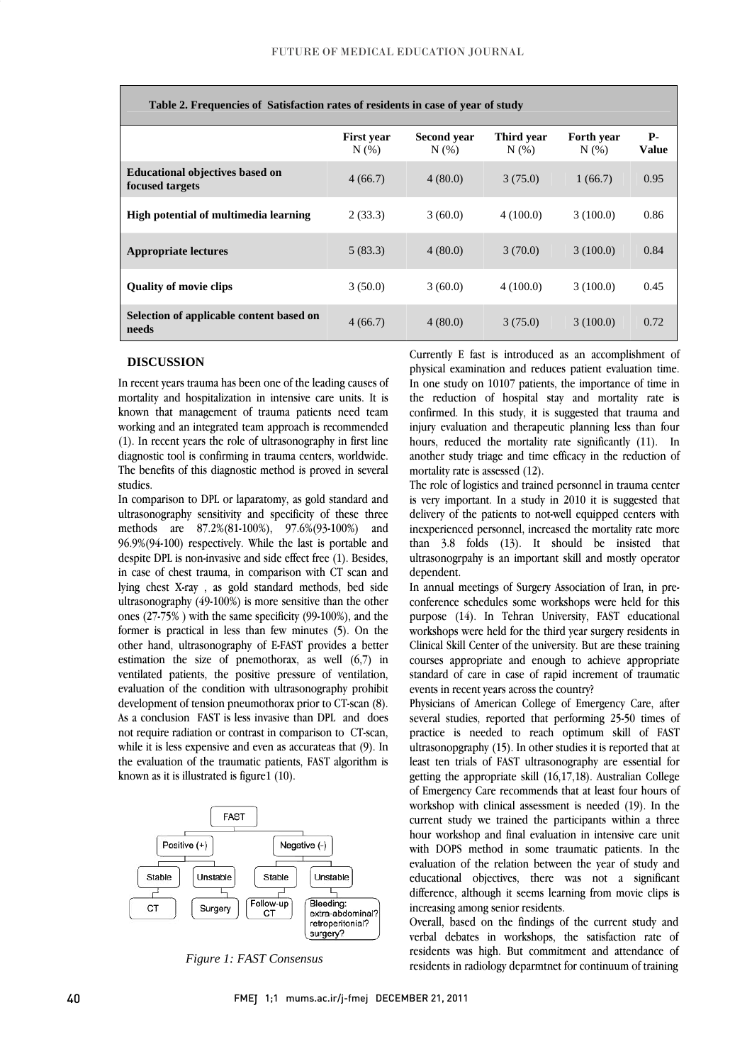**Table 2. Frequencies of Satisfaction rates of residents in case of year of study**

| | First year N (%) | Second year N (%) | Third year N (%) | Forth year N (%) | P-Value |
|---|---|---|---|---|---|
| **Educational objectives based on focused targets** | 4 (66.7) | 4 (80.0) | 3 (75.0) | 1 (66.7) | 0.95 |
| **High potential of multimedia learning** | 2 (33.3) | 3 (60.0) | 4 (100.0) | 3 (100.0) | 0.86 |
| **Appropriate lectures** | 5 (83.3) | 4 (80.0) | 3 (70.0) | 3 (100.0) | 0.84 |
| **Quality of movie clips** | 3 (50.0) | 3 (60.0) | 4 (100.0) | 3 (100.0) | 0.45 |
| **Selection of applicable content based on needs** | 4 (66.7) | 4 (80.0) | 3 (75.0) | 3 (100.0) | 0.72 |

## DISCUSSION

In recent years trauma has been one of the leading causes of mortality and hospitalization in intensive care units. It is known that management of trauma patients need team working and an integrated team approach is recommended (1). In recent years the role of ultrasonography in first line diagnostic tool is confirming in trauma centers, worldwide. The benefits of this diagnostic method is proved in several studies.

In comparison to DPL or laparatomy, as gold standard and ultrasonography sensitivity and specificity of these three methods are 87.2%(81-100%), 97.6%(93-100%) and 96.9%(94-100) respectively. While the last is portable and despite DPL is non-invasive and side effect free (1). Besides, in case of chest trauma, in comparison with CT scan and lying chest X-ray , as gold standard methods, bed side ultrasonography (49-100%) is more sensitive than the other ones (27-75% ) with the same specificity (99-100%), and the former is practical in less than few minutes (5). On the other hand, ultrasonography of E-FAST provides a better estimation the size of pnemothorax, as well (6,7) in ventilated patients, the positive pressure of ventilation, evaluation of the condition with ultrasonography prohibit development of tension pneumothorax prior to CT-scan (8). As a conclusion FAST is less invasive than DPL and does not require radiation or contrast in comparison to CT-scan, while it is less expensive and even as accurateas that (9). In the evaluation of the traumatic patients, FAST algorithm is known as it is illustrated is figure1 (10).

```
FAST
├── Positive (+)
│   ├── Stable → CT
│   └── Unstable → Surgery
└── Negative (-)
    ├── Stable → Follow-up CT
    └── Unstable → Bleeding: extra-abdominal? retroperitonial? surgery?
```

*Figure 1: FAST Consensus*

Currently E fast is introduced as an accomplishment of physical examination and reduces patient evaluation time. In one study on 10107 patients, the importance of time in the reduction of hospital stay and mortality rate is confirmed. In this study, it is suggested that trauma and injury evaluation and therapeutic planning less than four hours, reduced the mortality rate significantly (11). In another study triage and time efficacy in the reduction of mortality rate is assessed (12).

The role of logistics and trained personnel in trauma center is very important. In a study in 2010 it is suggested that delivery of the patients to not-well equipped centers with inexperienced personnel, increased the mortality rate more than 3.8 folds (13). It should be insisted that ultrasonogrpahy is an important skill and mostly operator dependent.

In annual meetings of Surgery Association of Iran, in pre-conference schedules some workshops were held for this purpose (14). In Tehran University, FAST educational workshops were held for the third year surgery residents in Clinical Skill Center of the university. But are these training courses appropriate and enough to achieve appropriate standard of care in case of rapid increment of traumatic events in recent years across the country?

Physicians of American College of Emergency Care, after several studies, reported that performing 25-50 times of practice is needed to reach optimum skill of FAST ultrasonopgraphy (15). In other studies it is reported that at least ten trials of FAST ultrasonography are essential for getting the appropriate skill (16,17,18). Australian College of Emergency Care recommends that at least four hours of workshop with clinical assessment is needed (19). In the current study we trained the participants within a three hour workshop and final evaluation in intensive care unit with DOPS method in some traumatic patients. In the evaluation of the relation between the year of study and educational objectives, there was not a significant difference, although it seems learning from movie clips is increasing among senior residents.

Overall, based on the findings of the current study and verbal debates in workshops, the satisfaction rate of residents was high. But commitment and attendance of residents in radiology deparmtnet for continuum of training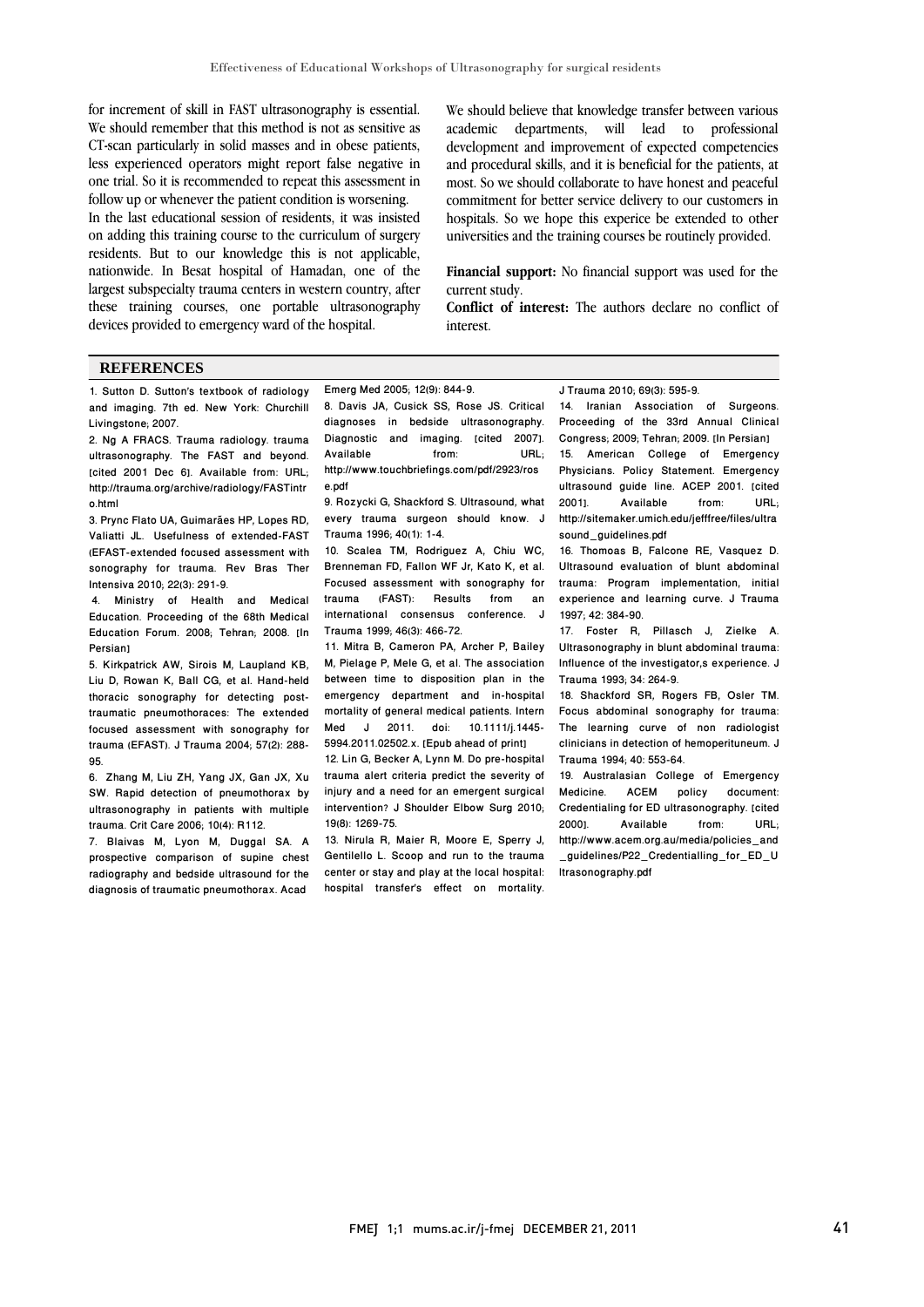for increment of skill in FAST ultrasonography is essential. We should remember that this method is not as sensitive as CT-scan particularly in solid masses and in obese patients, less experienced operators might report false negative in one trial. So it is recommended to repeat this assessment in follow up or whenever the patient condition is worsening.

In the last educational session of residents, it was insisted on adding this training course to the curriculum of surgery residents. But to our knowledge this is not applicable, nationwide. In Besat hospital of Hamadan, one of the largest subspecialty trauma centers in western country, after these training courses, one portable ultrasonography devices provided to emergency ward of the hospital.

We should believe that knowledge transfer between various academic departments, will lead to professional development and improvement of expected competencies and procedural skills, and it is beneficial for the patients, at most. So we should collaborate to have honest and peaceful commitment for better service delivery to our customers in hospitals. So we hope this experice be extended to other universities and the training courses be routinely provided.

**Financial support:** No financial support was used for the current study.

**Conflict of interest:** The authors declare no conflict of interest.

## REFERENCES

1. Sutton D. Sutton's textbook of radiology and imaging. 7th ed. New York: Churchill Livingstone; 2007.
2. Ng A FRACS. Trauma radiology. trauma ultrasonography. The FAST and beyond. [cited 2001 Dec 6]. Available from: URL; http://trauma.org/archive/radiology/FASTintro.html
3. Prync Flato UA, Guimarães HP, Lopes RD, Valiatti JL. Usefulness of extended-FAST (EFAST-extended focused assessment with sonography for trauma. Rev Bras Ther Intensiva 2010; 22(3): 291-9.
4. Ministry of Health and Medical Education. Proceeding of the 68th Medical Education Forum. 2008; Tehran; 2008. [In Persian]
5. Kirkpatrick AW, Sirois M, Laupland KB, Liu D, Rowan K, Ball CG, et al. Hand-held thoracic sonography for detecting post-traumatic pneumothoraces: The extended focused assessment with sonography for trauma (EFAST). J Trauma 2004; 57(2): 288-95.
6. Zhang M, Liu ZH, Yang JX, Gan JX, Xu SW. Rapid detection of pneumothorax by ultrasonography in patients with multiple trauma. Crit Care 2006; 10(4): R112.
7. Blaivas M, Lyon M, Duggal SA. A prospective comparison of supine chest radiography and bedside ultrasound for the diagnosis of traumatic pneumothorax. Acad Emerg Med 2005; 12(9): 844-9.
8. Davis JA, Cusick SS, Rose JS. Critical diagnoses in bedside ultrasonography. Diagnostic and imaging. [cited 2007]. Available from: URL; http://www.touchbriefings.com/pdf/2923/rose.pdf
9. Rozycki G, Shackford S. Ultrasound, what every trauma surgeon should know. J Trauma 1996; 40(1): 1-4.
10. Scalea TM, Rodriguez A, Chiu WC, Brenneman FD, Fallon WF Jr, Kato K, et al. Focused assessment with sonography for trauma (FAST): Results from an international consensus conference. J Trauma 1999; 46(3): 466-72.
11. Mitra B, Cameron PA, Archer P, Bailey M, Pielage P, Mele G, et al. The association between time to disposition plan in the emergency department and in-hospital mortality of general medical patients. Intern Med J 2011. doi: 10.1111/j.1445-5994.2011.02502.x. [Epub ahead of print]
12. Lin G, Becker A, Lynn M. Do pre-hospital trauma alert criteria predict the severity of injury and a need for an emergent surgical intervention? J Shoulder Elbow Surg 2010; 19(8): 1269-75.
13. Nirula R, Maier R, Moore E, Sperry J, Gentilello L. Scoop and run to the trauma center or stay and play at the local hospital: hospital transfer's effect on mortality. J Trauma 2010; 69(3): 595-9.
14. Iranian Association of Surgeons. Proceeding of the 33rd Annual Clinical Congress; 2009; Tehran; 2009. [In Persian]
15. American College of Emergency Physicians. Policy Statement. Emergency ultrasound guide line. ACEP 2001. [cited 2001]. Available from: URL; http://sitemaker.umich.edu/jefffree/files/ultrasound_guidelines.pdf
16. Thomoas B, Falcone RE, Vasquez D. Ultrasound evaluation of blunt abdominal trauma: Program implementation, initial experience and learning curve. J Trauma 1997; 42: 384-90.
17. Foster R, Pillasch J, Zielke A. Ultrasonography in blunt abdominal trauma: Influence of the investigator,s experience. J Trauma 1993; 34: 264-9.
18. Shackford SR, Rogers FB, Osler TM. Focus abdominal sonography for trauma: The learning curve of non radiologist clinicians in detection of hemoperituneum. J Trauma 1994; 40: 553-64.
19. Australasian College of Emergency Medicine. ACEM policy document: Credentialing for ED ultrasonography. [cited 2000]. Available from: URL; http://www.acem.org.au/media/policies_and_guidelines/P22_Credentialling_for_ED_Ultrasonography.pdf